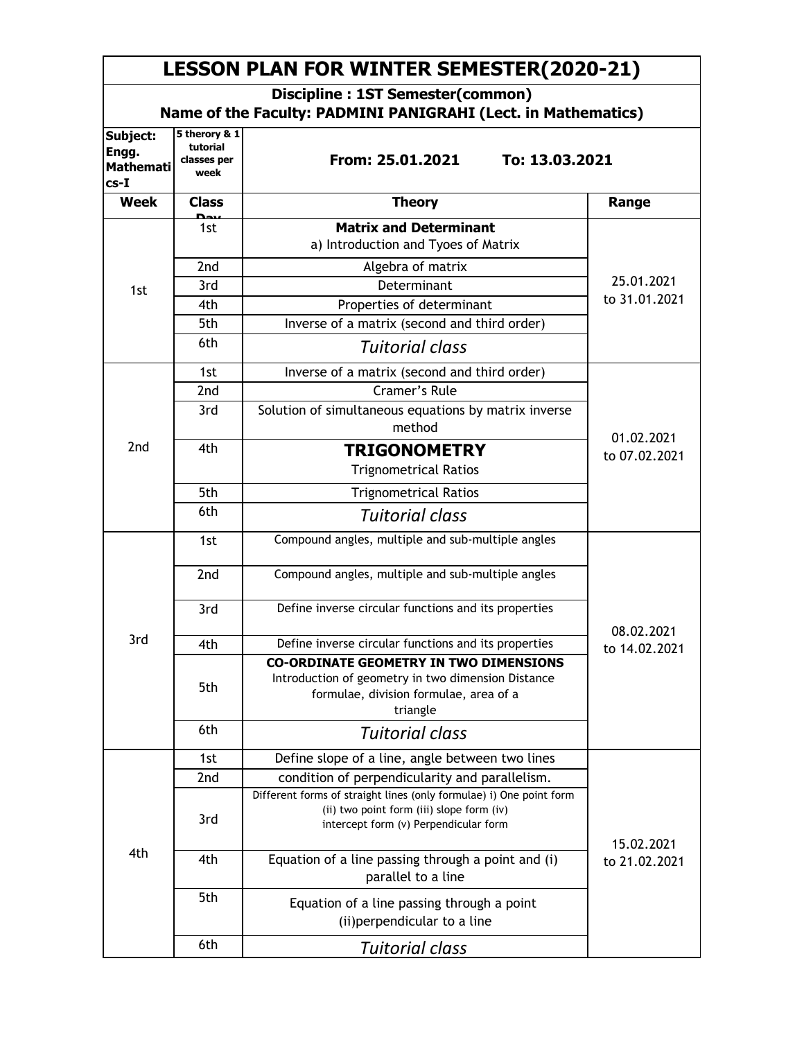# LESSON PLAN FOR WINTER SEMESTER(2020-21)

**Discipline : 1ST Semester(common)**

**Name of the Faculty: PADMINI PANIGRAHI (Lect. in Mathematics)**

| **Subject: Engg. Mathematics-I** | **5 therory & 1 tutorial classes per week** | **From: 25.01.2021 To: 13.03.2021** | |
|---|---|---|---|
| **Week** | **Class Day** | **Theory** | **Range** |
| 1st | 1st | **Matrix and Determinant** a) Introduction and Tyoes of Matrix | 25.01.2021 to 31.01.2021 |
| | 2nd | Algebra of matrix | |
| | 3rd | Determinant | |
| | 4th | Properties of determinant | |
| | 5th | Inverse of a matrix (second and third order) | |
| | 6th | *Tuitorial class* | |
| 2nd | 1st | Inverse of a matrix (second and third order) | 01.02.2021 to 07.02.2021 |
| | 2nd | Cramer's Rule | |
| | 3rd | Solution of simultaneous equations by matrix inverse method | |
| | 4th | **TRIGONOMETRY** Trignometrical Ratios | |
| | 5th | Trignometrical Ratios | |
| | 6th | *Tuitorial class* | |
| 3rd | 1st | Compound angles, multiple and sub-multiple angles | 08.02.2021 to 14.02.2021 |
| | 2nd | Compound angles, multiple and sub-multiple angles | |
| | 3rd | Define inverse circular functions and its properties | |
| | 4th | Define inverse circular functions and its properties | |
| | 5th | **CO-ORDINATE GEOMETRY IN TWO DIMENSIONS** Introduction of geometry in two dimension Distance formulae, division formulae, area of a triangle | |
| | 6th | *Tuitorial class* | |
| 4th | 1st | Define slope of a line, angle between two lines | 15.02.2021 to 21.02.2021 |
| | 2nd | condition of perpendicularity and parallelism. | |
| | 3rd | Different forms of straight lines (only formulae) i) One point form (ii) two point form (iii) slope form (iv) intercept form (v) Perpendicular form | |
| | 4th | Equation of a line passing through a point and (i) parallel to a line | |
| | 5th | Equation of a line passing through a point (ii)perpendicular to a line | |
| | 6th | *Tuitorial class* | |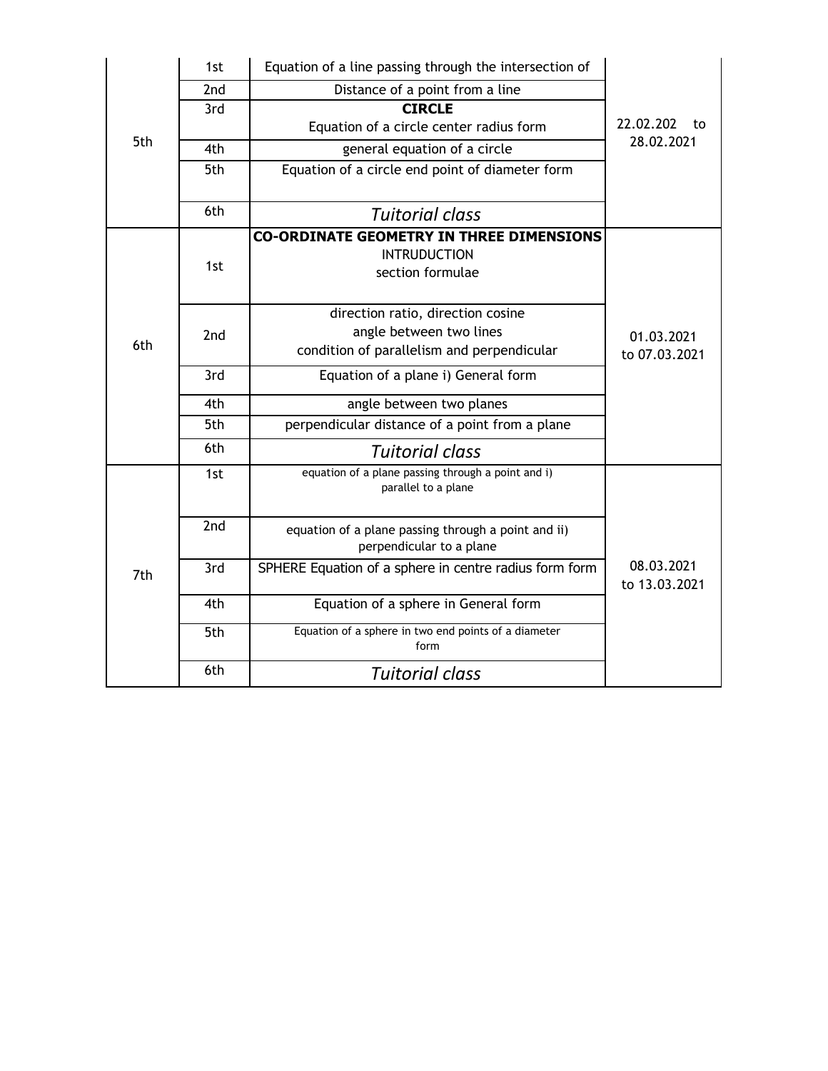| | | | |
|---|---|---|---|
| 5th | 1st | Equation of a line passing through the intersection of | 22.02.202 to 28.02.2021 |
| | 2nd | Distance of a point from a line | |
| | 3rd | **CIRCLE** Equation of a circle center radius form | |
| | 4th | general equation of a circle | |
| | 5th | Equation of a circle end point of diameter form | |
| | 6th | *Tuitorial class* | |
| 6th | 1st | **CO-ORDINATE GEOMETRY IN THREE DIMENSIONS** INTRUDUCTION section formulae | 01.03.2021 to 07.03.2021 |
| | 2nd | direction ratio, direction cosine angle between two lines condition of parallelism and perpendicular | |
| | 3rd | Equation of a plane i) General form | |
| | 4th | angle between two planes | |
| | 5th | perpendicular distance of a point from a plane | |
| | 6th | *Tuitorial class* | |
| 7th | 1st | equation of a plane passing through a point and i) parallel to a plane | 08.03.2021 to 13.03.2021 |
| | 2nd | equation of a plane passing through a point and ii) perpendicular to a plane | |
| | 3rd | SPHERE Equation of a sphere in centre radius form form | |
| | 4th | Equation of a sphere in General form | |
| | 5th | Equation of a sphere in two end points of a diameter form | |
| | 6th | *Tuitorial class* | |